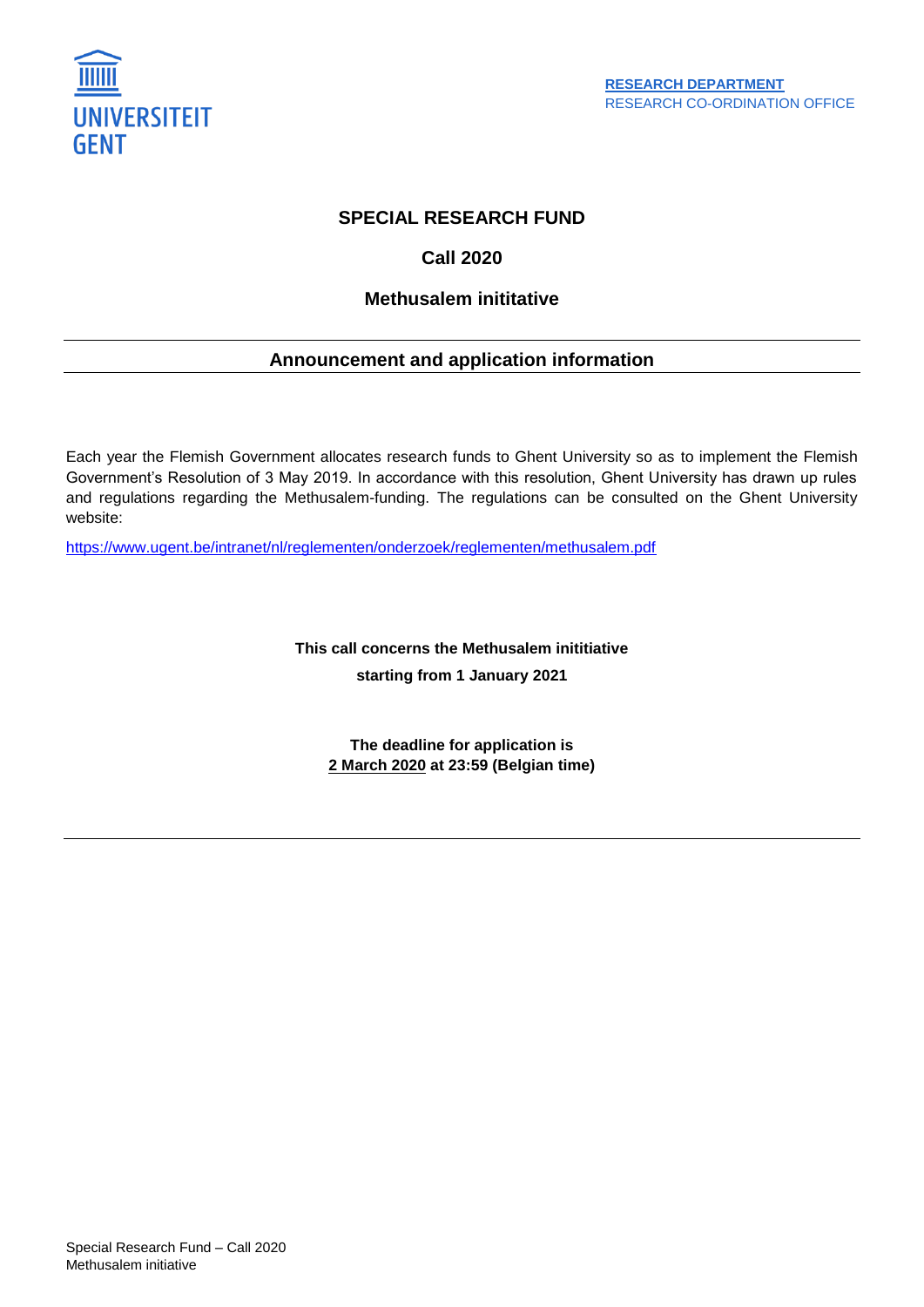**RESEARCH DEPARTMENT**
RESEARCH CO-ORDINATION OFFICE

# SPECIAL RESEARCH FUND

## Call 2020

## Methusalem inititative

---

## Announcement and application information

---

Each year the Flemish Government allocates research funds to Ghent University so as to implement the Flemish Government's Resolution of 3 May 2019. In accordance with this resolution, Ghent University has drawn up rules and regulations regarding the Methusalem-funding. The regulations can be consulted on the Ghent University website:

https://www.ugent.be/intranet/nl/reglementen/onderzoek/reglementen/methusalem.pdf

**This call concerns the Methusalem inititiative**
**starting from 1 January 2021**

**The deadline for application is**
**2 March 2020 at 23:59 (Belgian time)**

---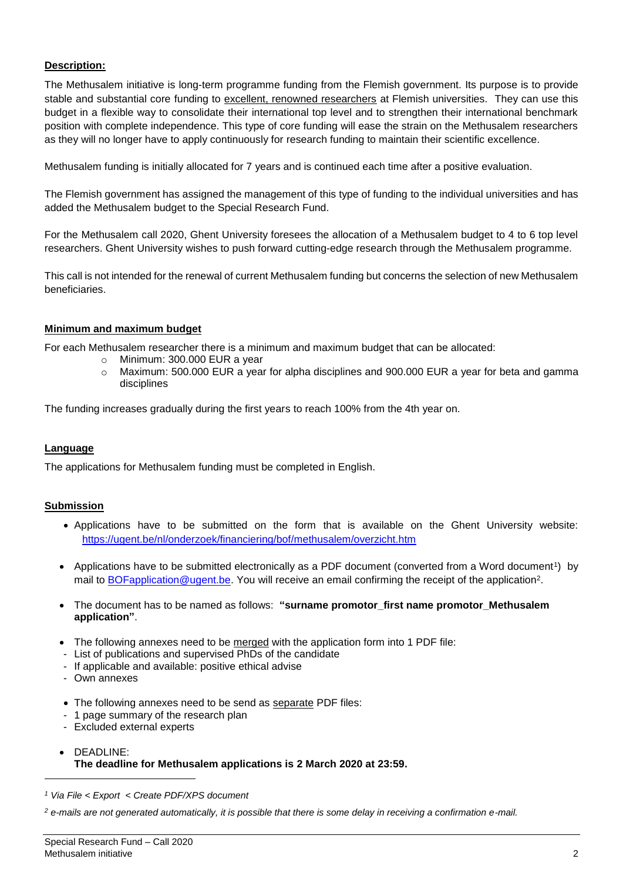**Description:**

The Methusalem initiative is long-term programme funding from the Flemish government. Its purpose is to provide stable and substantial core funding to excellent, renowned researchers at Flemish universities. They can use this budget in a flexible way to consolidate their international top level and to strengthen their international benchmark position with complete independence. This type of core funding will ease the strain on the Methusalem researchers as they will no longer have to apply continuously for research funding to maintain their scientific excellence.

Methusalem funding is initially allocated for 7 years and is continued each time after a positive evaluation.

The Flemish government has assigned the management of this type of funding to the individual universities and has added the Methusalem budget to the Special Research Fund.

For the Methusalem call 2020, Ghent University foresees the allocation of a Methusalem budget to 4 to 6 top level researchers. Ghent University wishes to push forward cutting-edge research through the Methusalem programme.

This call is not intended for the renewal of current Methusalem funding but concerns the selection of new Methusalem beneficiaries.

**Minimum and maximum budget**

For each Methusalem researcher there is a minimum and maximum budget that can be allocated:

- Minimum: 300.000 EUR a year
- Maximum: 500.000 EUR a year for alpha disciplines and 900.000 EUR a year for beta and gamma disciplines

The funding increases gradually during the first years to reach 100% from the 4th year on.

**Language**

The applications for Methusalem funding must be completed in English.

**Submission**

- Applications have to be submitted on the form that is available on the Ghent University website: https://ugent.be/nl/onderzoek/financiering/bof/methusalem/overzicht.htm
- Applications have to be submitted electronically as a PDF document (converted from a Word document[1]) by mail to BOFapplication@ugent.be. You will receive an email confirming the receipt of the application[2].
- The document has to be named as follows: **"surname promotor_first name promotor_Methusalem application"**.
- The following annexes need to be merged with the application form into 1 PDF file:
  - List of publications and supervised PhDs of the candidate
  - If applicable and available: positive ethical advise
  - Own annexes
- The following annexes need to be send as separate PDF files:
  - 1 page summary of the research plan
  - Excluded external experts
- DEADLINE:
  **The deadline for Methusalem applications is 2 March 2020 at 23:59.**

---

*[1] Via File < Export < Create PDF/XPS document*

*[2] e-mails are not generated automatically, it is possible that there is some delay in receiving a confirmation e-mail.*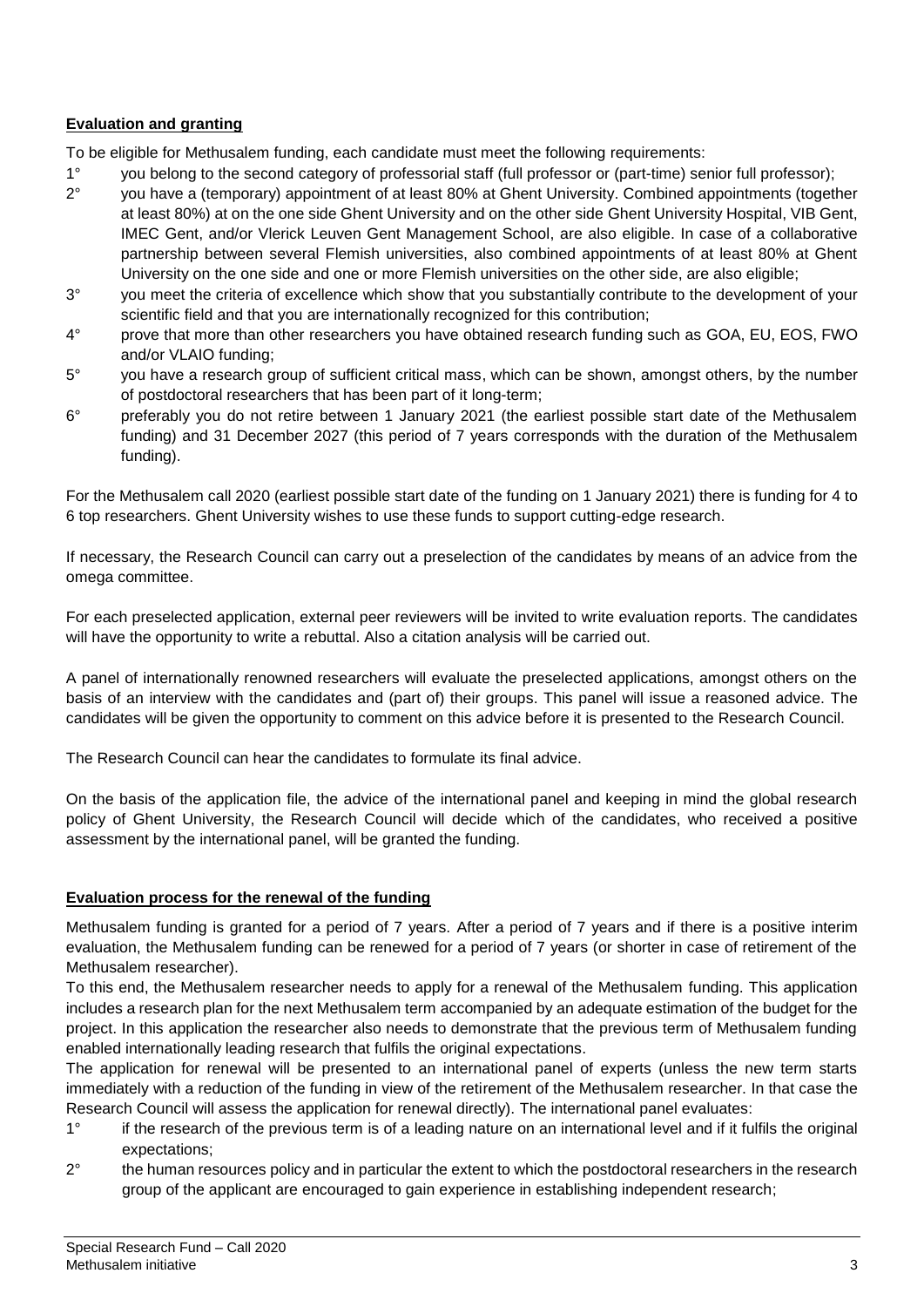**Evaluation and granting**

To be eligible for Methusalem funding, each candidate must meet the following requirements:

1° you belong to the second category of professorial staff (full professor or (part-time) senior full professor);

2° you have a (temporary) appointment of at least 80% at Ghent University. Combined appointments (together at least 80%) at on the one side Ghent University and on the other side Ghent University Hospital, VIB Gent, IMEC Gent, and/or Vlerick Leuven Gent Management School, are also eligible. In case of a collaborative partnership between several Flemish universities, also combined appointments of at least 80% at Ghent University on the one side and one or more Flemish universities on the other side, are also eligible;

3° you meet the criteria of excellence which show that you substantially contribute to the development of your scientific field and that you are internationally recognized for this contribution;

4° prove that more than other researchers you have obtained research funding such as GOA, EU, EOS, FWO and/or VLAIO funding;

5° you have a research group of sufficient critical mass, which can be shown, amongst others, by the number of postdoctoral researchers that has been part of it long-term;

6° preferably you do not retire between 1 January 2021 (the earliest possible start date of the Methusalem funding) and 31 December 2027 (this period of 7 years corresponds with the duration of the Methusalem funding).

For the Methusalem call 2020 (earliest possible start date of the funding on 1 January 2021) there is funding for 4 to 6 top researchers. Ghent University wishes to use these funds to support cutting-edge research.

If necessary, the Research Council can carry out a preselection of the candidates by means of an advice from the omega committee.

For each preselected application, external peer reviewers will be invited to write evaluation reports. The candidates will have the opportunity to write a rebuttal. Also a citation analysis will be carried out.

A panel of internationally renowned researchers will evaluate the preselected applications, amongst others on the basis of an interview with the candidates and (part of) their groups. This panel will issue a reasoned advice. The candidates will be given the opportunity to comment on this advice before it is presented to the Research Council.

The Research Council can hear the candidates to formulate its final advice.

On the basis of the application file, the advice of the international panel and keeping in mind the global research policy of Ghent University, the Research Council will decide which of the candidates, who received a positive assessment by the international panel, will be granted the funding.

**Evaluation process for the renewal of the funding**

Methusalem funding is granted for a period of 7 years. After a period of 7 years and if there is a positive interim evaluation, the Methusalem funding can be renewed for a period of 7 years (or shorter in case of retirement of the Methusalem researcher).

To this end, the Methusalem researcher needs to apply for a renewal of the Methusalem funding. This application includes a research plan for the next Methusalem term accompanied by an adequate estimation of the budget for the project. In this application the researcher also needs to demonstrate that the previous term of Methusalem funding enabled internationally leading research that fulfils the original expectations.

The application for renewal will be presented to an international panel of experts (unless the new term starts immediately with a reduction of the funding in view of the retirement of the Methusalem researcher. In that case the Research Council will assess the application for renewal directly). The international panel evaluates:

1° if the research of the previous term is of a leading nature on an international level and if it fulfils the original expectations;

2° the human resources policy and in particular the extent to which the postdoctoral researchers in the research group of the applicant are encouraged to gain experience in establishing independent research;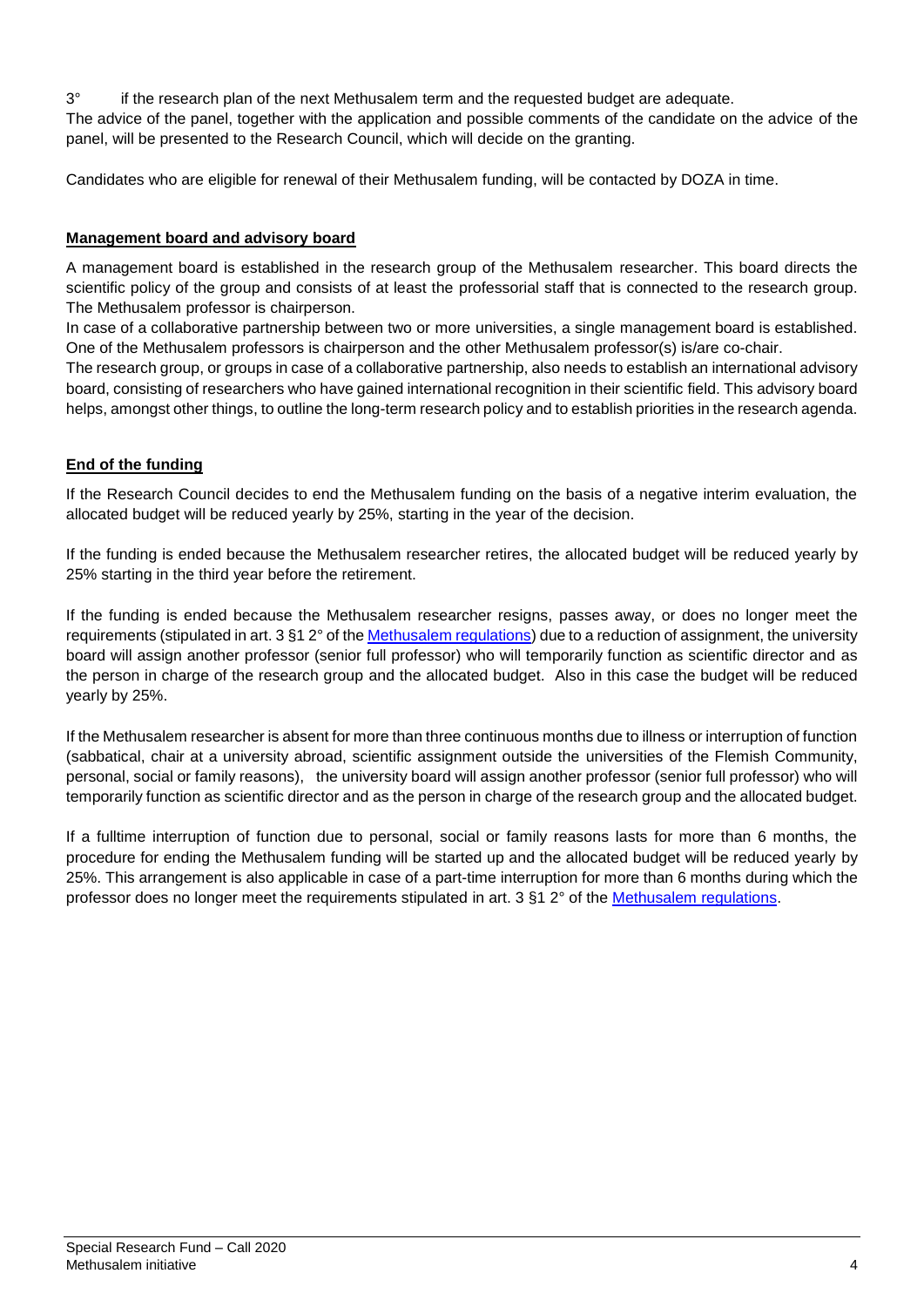3° if the research plan of the next Methusalem term and the requested budget are adequate.

The advice of the panel, together with the application and possible comments of the candidate on the advice of the panel, will be presented to the Research Council, which will decide on the granting.

Candidates who are eligible for renewal of their Methusalem funding, will be contacted by DOZA in time.

## Management board and advisory board

A management board is established in the research group of the Methusalem researcher. This board directs the scientific policy of the group and consists of at least the professorial staff that is connected to the research group. The Methusalem professor is chairperson.

In case of a collaborative partnership between two or more universities, a single management board is established. One of the Methusalem professors is chairperson and the other Methusalem professor(s) is/are co-chair.

The research group, or groups in case of a collaborative partnership, also needs to establish an international advisory board, consisting of researchers who have gained international recognition in their scientific field. This advisory board helps, amongst other things, to outline the long-term research policy and to establish priorities in the research agenda.

## End of the funding

If the Research Council decides to end the Methusalem funding on the basis of a negative interim evaluation, the allocated budget will be reduced yearly by 25%, starting in the year of the decision.

If the funding is ended because the Methusalem researcher retires, the allocated budget will be reduced yearly by 25% starting in the third year before the retirement.

If the funding is ended because the Methusalem researcher resigns, passes away, or does no longer meet the requirements (stipulated in art. 3 §1 2° of the Methusalem regulations) due to a reduction of assignment, the university board will assign another professor (senior full professor) who will temporarily function as scientific director and as the person in charge of the research group and the allocated budget. Also in this case the budget will be reduced yearly by 25%.

If the Methusalem researcher is absent for more than three continuous months due to illness or interruption of function (sabbatical, chair at a university abroad, scientific assignment outside the universities of the Flemish Community, personal, social or family reasons), the university board will assign another professor (senior full professor) who will temporarily function as scientific director and as the person in charge of the research group and the allocated budget.

If a fulltime interruption of function due to personal, social or family reasons lasts for more than 6 months, the procedure for ending the Methusalem funding will be started up and the allocated budget will be reduced yearly by 25%. This arrangement is also applicable in case of a part-time interruption for more than 6 months during which the professor does no longer meet the requirements stipulated in art. 3 §1 2° of the Methusalem regulations.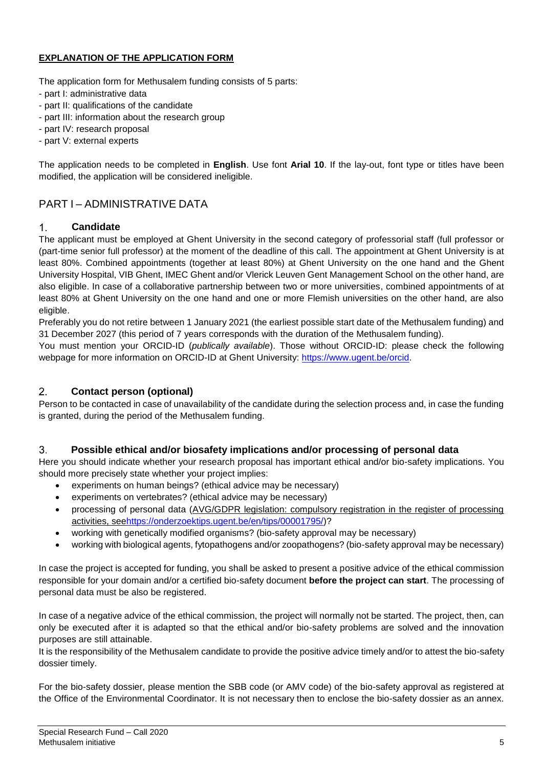**EXPLANATION OF THE APPLICATION FORM**

The application form for Methusalem funding consists of 5 parts:

- part I: administrative data
- part II: qualifications of the candidate
- part III: information about the research group
- part IV: research proposal
- part V: external experts

The application needs to be completed in **English**. Use font **Arial 10**. If the lay-out, font type or titles have been modified, the application will be considered ineligible.

# PART I – ADMINISTRATIVE DATA

## 1. Candidate

The applicant must be employed at Ghent University in the second category of professorial staff (full professor or (part-time senior full professor) at the moment of the deadline of this call. The appointment at Ghent University is at least 80%. Combined appointments (together at least 80%) at Ghent University on the one hand and the Ghent University Hospital, VIB Ghent, IMEC Ghent and/or Vlerick Leuven Gent Management School on the other hand, are also eligible. In case of a collaborative partnership between two or more universities, combined appointments of at least 80% at Ghent University on the one hand and one or more Flemish universities on the other hand, are also eligible.

Preferably you do not retire between 1 January 2021 (the earliest possible start date of the Methusalem funding) and 31 December 2027 (this period of 7 years corresponds with the duration of the Methusalem funding).

You must mention your ORCID-ID (*publically available*). Those without ORCID-ID: please check the following webpage for more information on ORCID-ID at Ghent University: https://www.ugent.be/orcid.

## 2. Contact person (optional)

Person to be contacted in case of unavailability of the candidate during the selection process and, in case the funding is granted, during the period of the Methusalem funding.

## 3. Possible ethical and/or biosafety implications and/or processing of personal data

Here you should indicate whether your research proposal has important ethical and/or bio-safety implications. You should more precisely state whether your project implies:

- experiments on human beings? (ethical advice may be necessary)
- experiments on vertebrates? (ethical advice may be necessary)
- processing of personal data (AVG/GDPR legislation: compulsory registration in the register of processing activities, seehttps://onderzoektips.ugent.be/en/tips/00001795/)?
- working with genetically modified organisms? (bio-safety approval may be necessary)
- working with biological agents, fytopathogens and/or zoopathogens? (bio-safety approval may be necessary)

In case the project is accepted for funding, you shall be asked to present a positive advice of the ethical commission responsible for your domain and/or a certified bio-safety document **before the project can start**. The processing of personal data must be also be registered.

In case of a negative advice of the ethical commission, the project will normally not be started. The project, then, can only be executed after it is adapted so that the ethical and/or bio-safety problems are solved and the innovation purposes are still attainable.

It is the responsibility of the Methusalem candidate to provide the positive advice timely and/or to attest the bio-safety dossier timely.

For the bio-safety dossier, please mention the SBB code (or AMV code) of the bio-safety approval as registered at the Office of the Environmental Coordinator. It is not necessary then to enclose the bio-safety dossier as an annex.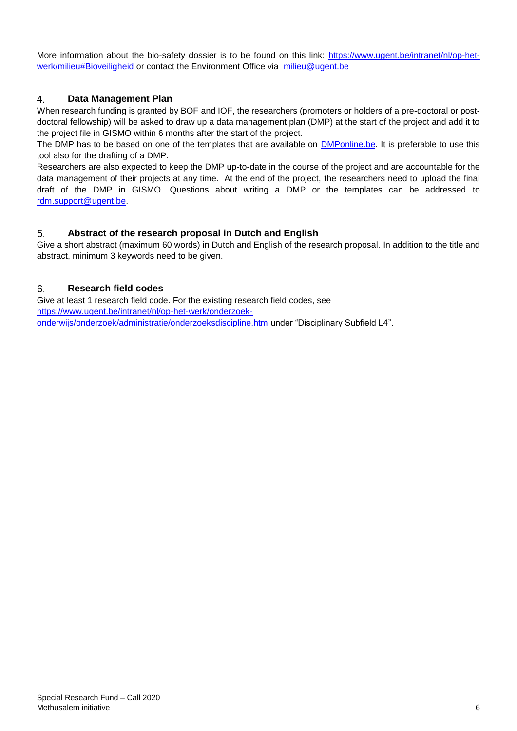More information about the bio-safety dossier is to be found on this link: [https://www.ugent.be/intranet/nl/op-het-werk/milieu#Bioveiligheid](https://www.ugent.be/intranet/nl/op-het-werk/milieu#Bioveiligheid) or contact the Environment Office via [milieu@ugent.be](mailto:milieu@ugent.be)

## 4. Data Management Plan

When research funding is granted by BOF and IOF, the researchers (promoters or holders of a pre-doctoral or post-doctoral fellowship) will be asked to draw up a data management plan (DMP) at the start of the project and add it to the project file in GISMO within 6 months after the start of the project.

The DMP has to be based on one of the templates that are available on [DMPonline.be](https://DMPonline.be). It is preferable to use this tool also for the drafting of a DMP.

Researchers are also expected to keep the DMP up-to-date in the course of the project and are accountable for the data management of their projects at any time. At the end of the project, the researchers need to upload the final draft of the DMP in GISMO. Questions about writing a DMP or the templates can be addressed to [rdm.support@ugent.be](mailto:rdm.support@ugent.be).

## 5. Abstract of the research proposal in Dutch and English

Give a short abstract (maximum 60 words) in Dutch and English of the research proposal. In addition to the title and abstract, minimum 3 keywords need to be given.

## 6. Research field codes

Give at least 1 research field code. For the existing research field codes, see [https://www.ugent.be/intranet/nl/op-het-werk/onderzoek-onderwijs/onderzoek/administratie/onderzoeksdiscipline.htm](https://www.ugent.be/intranet/nl/op-het-werk/onderzoek-onderwijs/onderzoek/administratie/onderzoeksdiscipline.htm) under “Disciplinary Subfield L4”.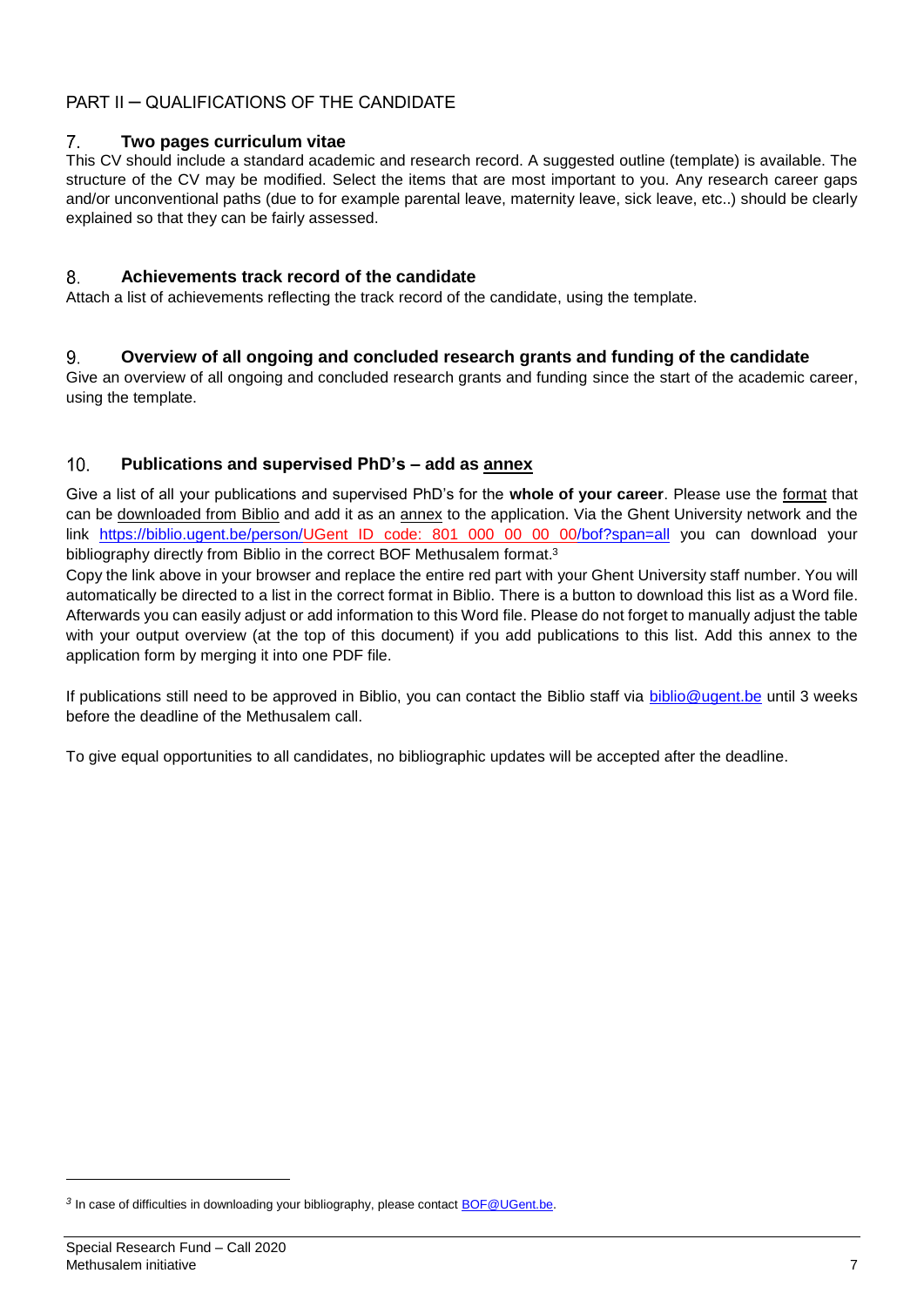## PART II – QUALIFICATIONS OF THE CANDIDATE

### 7. Two pages curriculum vitae

This CV should include a standard academic and research record. A suggested outline (template) is available. The structure of the CV may be modified. Select the items that are most important to you. Any research career gaps and/or unconventional paths (due to for example parental leave, maternity leave, sick leave, etc..) should be clearly explained so that they can be fairly assessed.

### 8. Achievements track record of the candidate

Attach a list of achievements reflecting the track record of the candidate, using the template.

### 9. Overview of all ongoing and concluded research grants and funding of the candidate

Give an overview of all ongoing and concluded research grants and funding since the start of the academic career, using the template.

### 10. Publications and supervised PhD's – add as annex

Give a list of all your publications and supervised PhD's for the **whole of your career**. Please use the format that can be downloaded from Biblio and add it as an annex to the application. Via the Ghent University network and the link https://biblio.ugent.be/person/UGent ID code: 801 000 00 00 00/bof?span=all you can download your bibliography directly from Biblio in the correct BOF Methusalem format.[3]

Copy the link above in your browser and replace the entire red part with your Ghent University staff number. You will automatically be directed to a list in the correct format in Biblio. There is a button to download this list as a Word file. Afterwards you can easily adjust or add information to this Word file. Please do not forget to manually adjust the table with your output overview (at the top of this document) if you add publications to this list. Add this annex to the application form by merging it into one PDF file.

If publications still need to be approved in Biblio, you can contact the Biblio staff via biblio@ugent.be until 3 weeks before the deadline of the Methusalem call.

To give equal opportunities to all candidates, no bibliographic updates will be accepted after the deadline.

[3] In case of difficulties in downloading your bibliography, please contact BOF@UGent.be.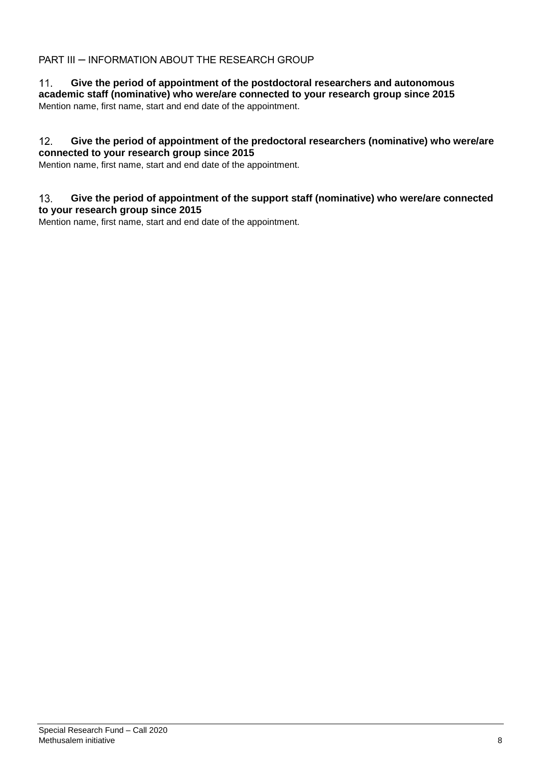PART III – INFORMATION ABOUT THE RESEARCH GROUP

**11. Give the period of appointment of the postdoctoral researchers and autonomous academic staff (nominative) who were/are connected to your research group since 2015**

Mention name, first name, start and end date of the appointment.

**12. Give the period of appointment of the predoctoral researchers (nominative) who were/are connected to your research group since 2015**

Mention name, first name, start and end date of the appointment.

**13. Give the period of appointment of the support staff (nominative) who were/are connected to your research group since 2015**

Mention name, first name, start and end date of the appointment.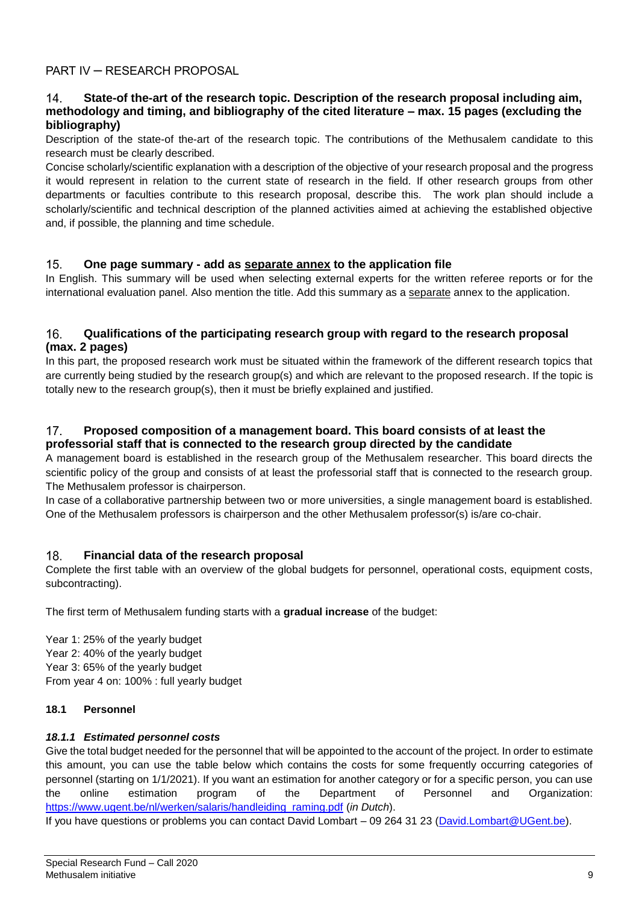## PART IV – RESEARCH PROPOSAL

### 14. State-of the-art of the research topic. Description of the research proposal including aim, methodology and timing, and bibliography of the cited literature – max. 15 pages (excluding the bibliography)

Description of the state-of the-art of the research topic. The contributions of the Methusalem candidate to this research must be clearly described.

Concise scholarly/scientific explanation with a description of the objective of your research proposal and the progress it would represent in relation to the current state of research in the field. If other research groups from other departments or faculties contribute to this research proposal, describe this. The work plan should include a scholarly/scientific and technical description of the planned activities aimed at achieving the established objective and, if possible, the planning and time schedule.

### 15. One page summary - add as <u>separate annex</u> to the application file

In English. This summary will be used when selecting external experts for the written referee reports or for the international evaluation panel. Also mention the title. Add this summary as a <u>separate</u> annex to the application.

### 16. Qualifications of the participating research group with regard to the research proposal (max. 2 pages)

In this part, the proposed research work must be situated within the framework of the different research topics that are currently being studied by the research group(s) and which are relevant to the proposed research. If the topic is totally new to the research group(s), then it must be briefly explained and justified.

### 17. Proposed composition of a management board. This board consists of at least the professorial staff that is connected to the research group directed by the candidate

A management board is established in the research group of the Methusalem researcher. This board directs the scientific policy of the group and consists of at least the professorial staff that is connected to the research group. The Methusalem professor is chairperson.

In case of a collaborative partnership between two or more universities, a single management board is established. One of the Methusalem professors is chairperson and the other Methusalem professor(s) is/are co-chair.

### 18. Financial data of the research proposal

Complete the first table with an overview of the global budgets for personnel, operational costs, equipment costs, subcontracting).

The first term of Methusalem funding starts with a **gradual increase** of the budget:

Year 1: 25% of the yearly budget
Year 2: 40% of the yearly budget
Year 3: 65% of the yearly budget
From year 4 on: 100% : full yearly budget

#### 18.1 Personnel

##### *18.1.1 Estimated personnel costs*

Give the total budget needed for the personnel that will be appointed to the account of the project. In order to estimate this amount, you can use the table below which contains the costs for some frequently occurring categories of personnel (starting on 1/1/2021). If you want an estimation for another category or for a specific person, you can use the online estimation program of the Department of Personnel and Organization: https://www.ugent.be/nl/werken/salaris/handleiding_raming.pdf (*in Dutch*).

If you have questions or problems you can contact David Lombart – 09 264 31 23 (David.Lombart@UGent.be).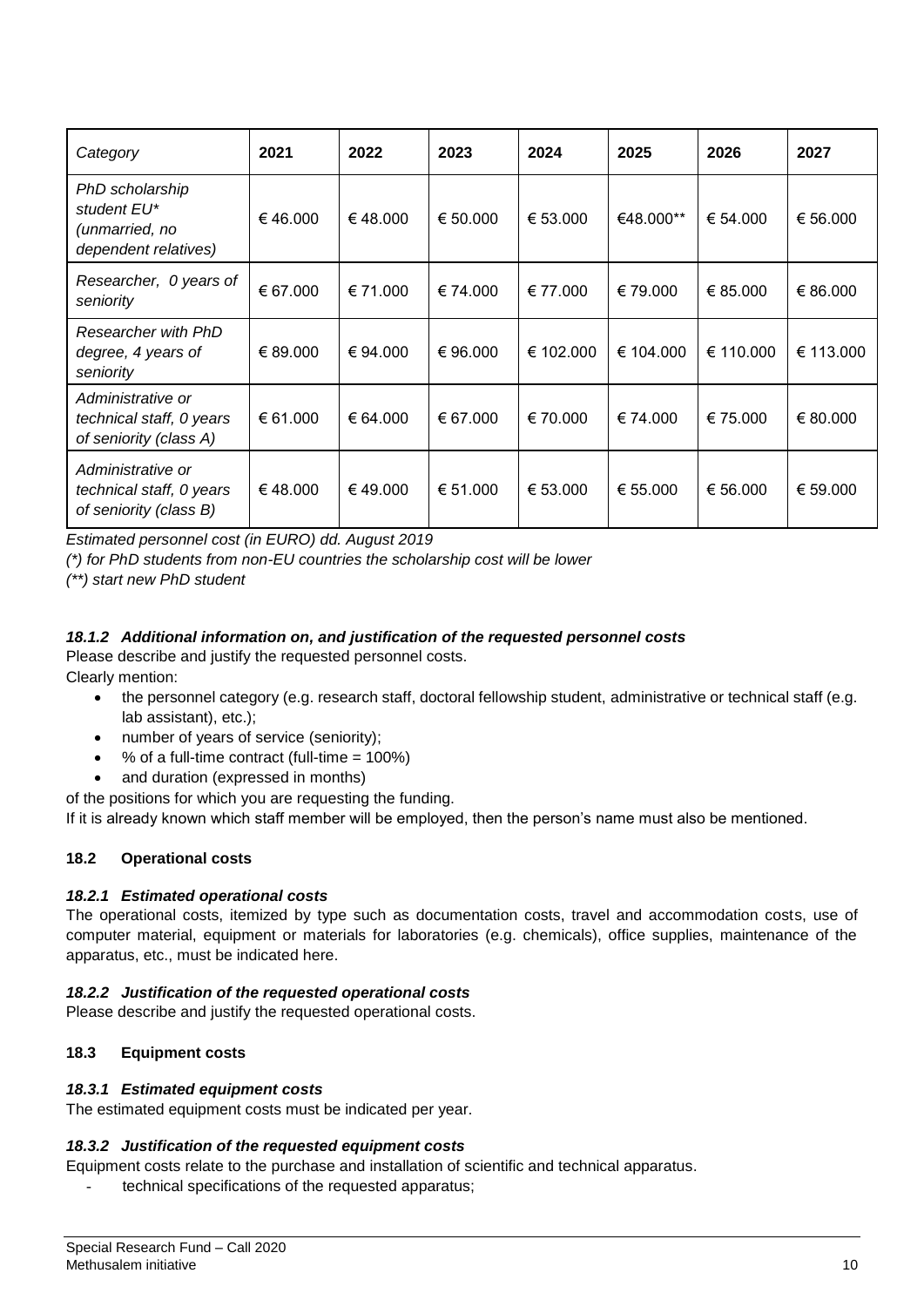| *Category* | **2021** | **2022** | **2023** | **2024** | **2025** | **2026** | **2027** |
|---|---|---|---|---|---|---|---|
| *PhD scholarship student EU\* (unmarried, no dependent relatives)* | € 46.000 | € 48.000 | € 50.000 | € 53.000 | €48.000** | € 54.000 | € 56.000 |
| *Researcher, 0 years of seniority* | € 67.000 | € 71.000 | € 74.000 | € 77.000 | € 79.000 | € 85.000 | € 86.000 |
| *Researcher with PhD degree, 4 years of seniority* | € 89.000 | € 94.000 | € 96.000 | € 102.000 | € 104.000 | € 110.000 | € 113.000 |
| *Administrative or technical staff, 0 years of seniority (class A)* | € 61.000 | € 64.000 | € 67.000 | € 70.000 | € 74.000 | € 75.000 | € 80.000 |
| *Administrative or technical staff, 0 years of seniority (class B)* | € 48.000 | € 49.000 | € 51.000 | € 53.000 | € 55.000 | € 56.000 | € 59.000 |

*Estimated personnel cost (in EURO) dd. August 2019*

*(\*) for PhD students from non-EU countries the scholarship cost will be lower*

*(\*\*) start new PhD student*

### *18.1.2 Additional information on, and justification of the requested personnel costs*

Please describe and justify the requested personnel costs.

Clearly mention:

- the personnel category (e.g. research staff, doctoral fellowship student, administrative or technical staff (e.g. lab assistant), etc.);
- number of years of service (seniority);
- % of a full-time contract (full-time = 100%)
- and duration (expressed in months)

of the positions for which you are requesting the funding.

If it is already known which staff member will be employed, then the person's name must also be mentioned.

## 18.2 Operational costs

### *18.2.1 Estimated operational costs*

The operational costs, itemized by type such as documentation costs, travel and accommodation costs, use of computer material, equipment or materials for laboratories (e.g. chemicals), office supplies, maintenance of the apparatus, etc., must be indicated here.

### *18.2.2 Justification of the requested operational costs*

Please describe and justify the requested operational costs.

## 18.3 Equipment costs

### *18.3.1 Estimated equipment costs*

The estimated equipment costs must be indicated per year.

### *18.3.2 Justification of the requested equipment costs*

Equipment costs relate to the purchase and installation of scientific and technical apparatus.

- technical specifications of the requested apparatus;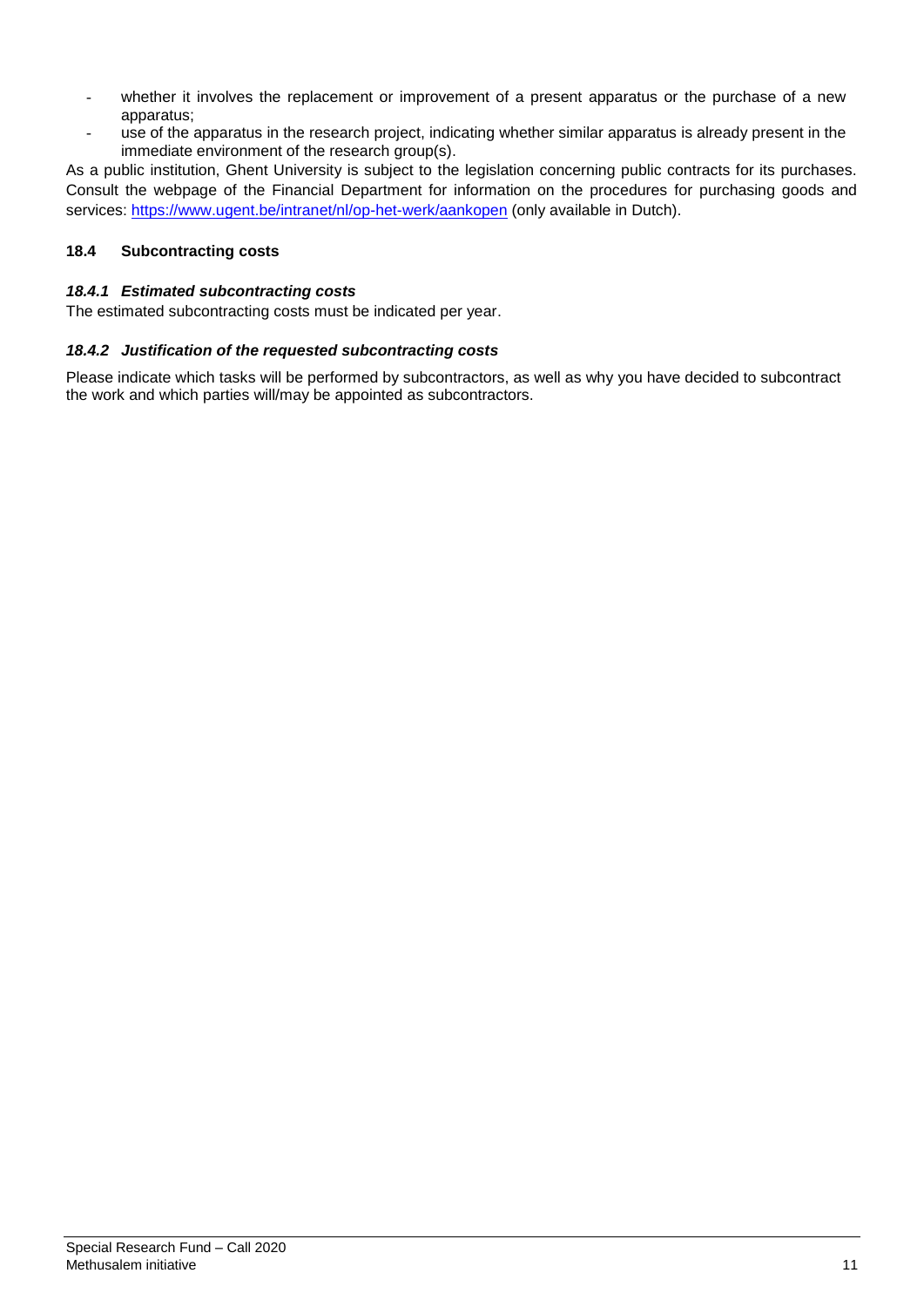- whether it involves the replacement or improvement of a present apparatus or the purchase of a new apparatus;
- use of the apparatus in the research project, indicating whether similar apparatus is already present in the immediate environment of the research group(s).

As a public institution, Ghent University is subject to the legislation concerning public contracts for its purchases. Consult the webpage of the Financial Department for information on the procedures for purchasing goods and services: https://www.ugent.be/intranet/nl/op-het-werk/aankopen (only available in Dutch).

### 18.4 Subcontracting costs

#### *18.4.1 Estimated subcontracting costs*

The estimated subcontracting costs must be indicated per year.

#### *18.4.2 Justification of the requested subcontracting costs*

Please indicate which tasks will be performed by subcontractors, as well as why you have decided to subcontract the work and which parties will/may be appointed as subcontractors.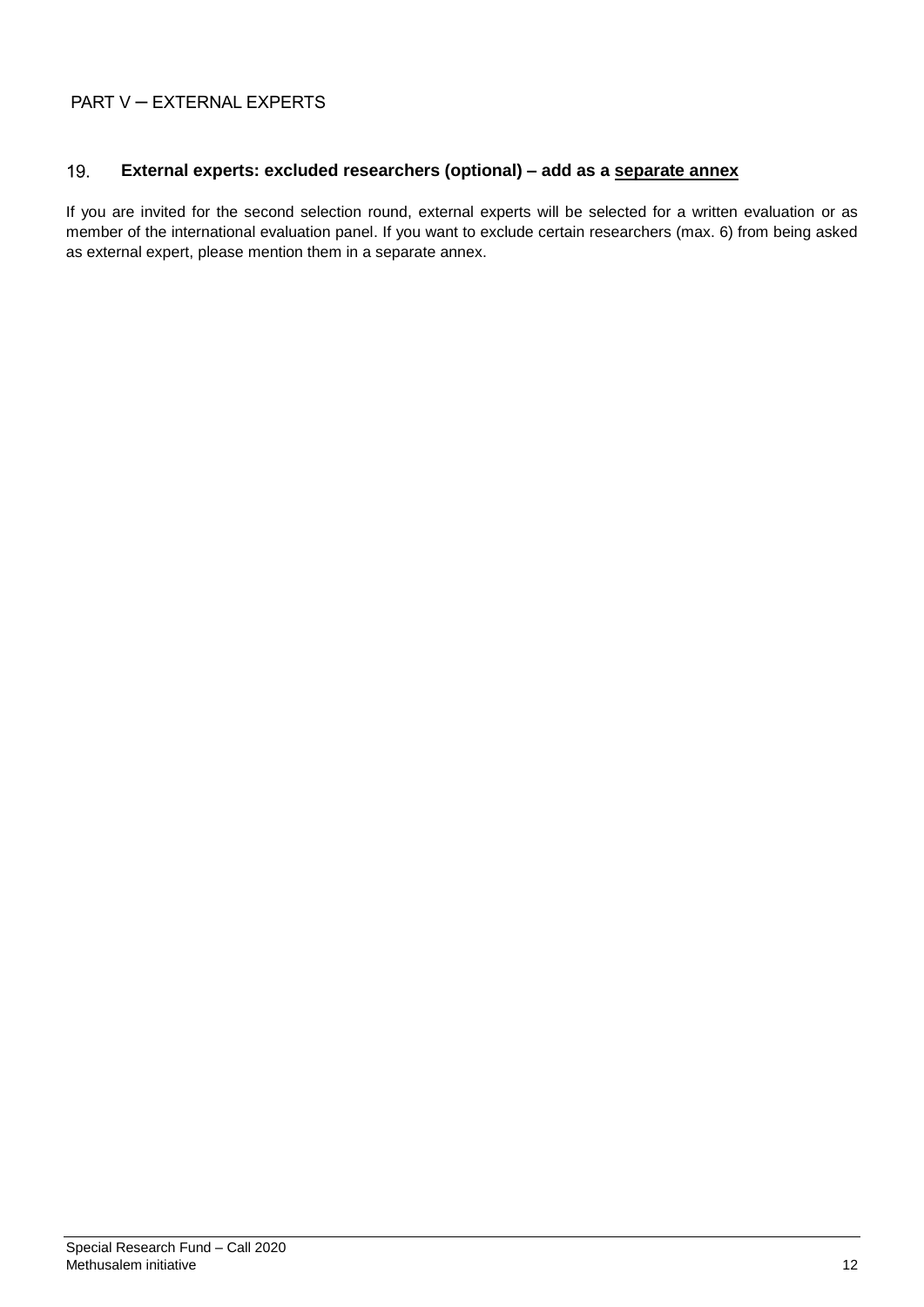# PART V – EXTERNAL EXPERTS

## 19. External experts: excluded researchers (optional) – add as a separate annex

If you are invited for the second selection round, external experts will be selected for a written evaluation or as member of the international evaluation panel. If you want to exclude certain researchers (max. 6) from being asked as external expert, please mention them in a separate annex.